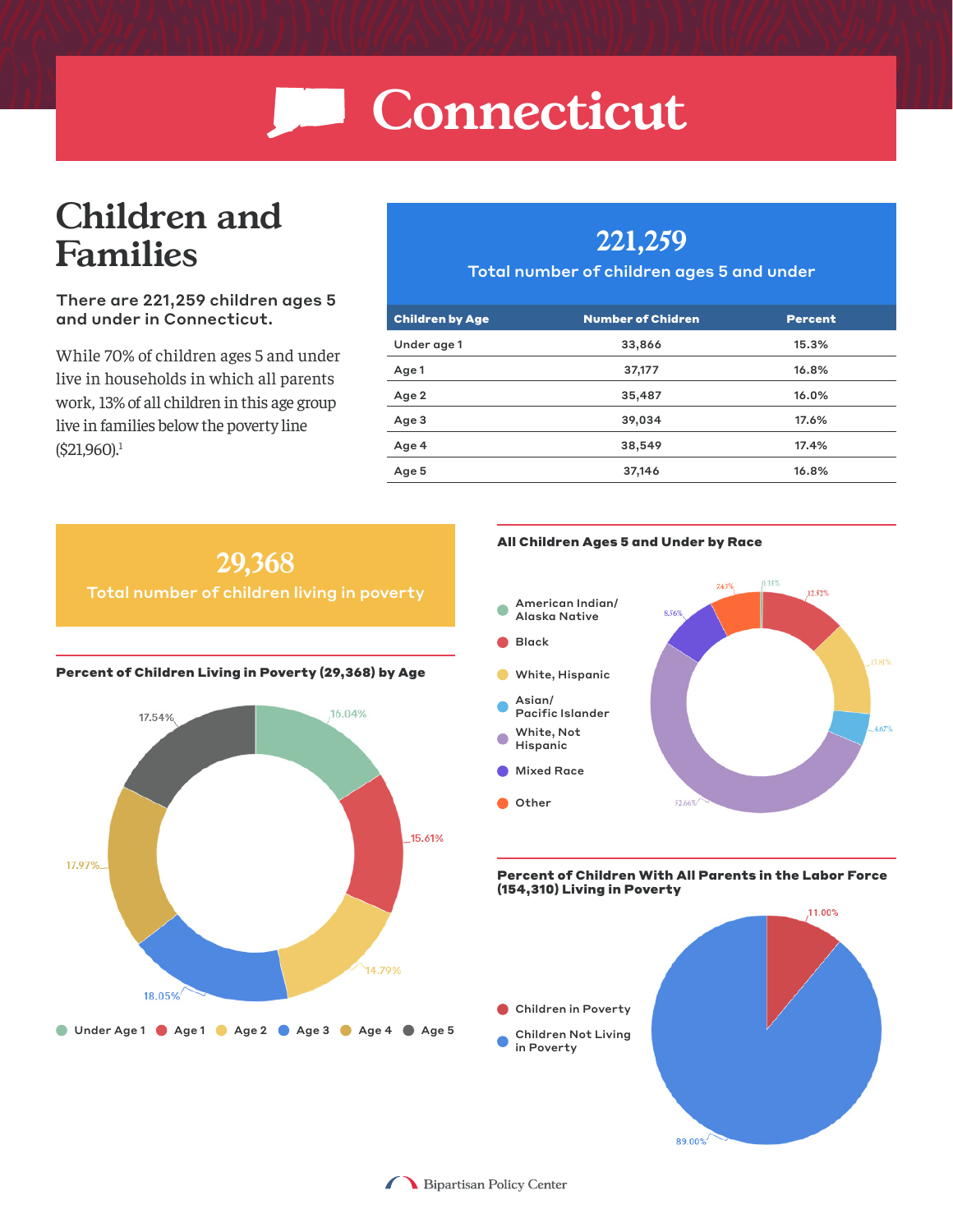# Connecticut

## Children and Families

**There are 221,259 children ages 5 and under in Connecticut.**

While 70% of children ages 5 and under live in households in which all parents work, 13% of all children in this age group live in families below the poverty line ($21,960).[1]

**221,259**

Total number of children ages 5 and under

| Children by Age | Number of Chidren | Percent |
|---|---|---|
| Under age 1 | 33,866 | 15.3% |
| Age 1 | 37,177 | 16.8% |
| Age 2 | 35,487 | 16.0% |
| Age 3 | 39,034 | 17.6% |
| Age 4 | 38,549 | 17.4% |
| Age 5 | 37,146 | 16.8% |

**29,368**

Total number of children living in poverty

**Percent of Children Living in Poverty (29,368) by Age**

| Age | Percent |
|---|---|
| Under Age 1 | 16.04% |
| Age 1 | 15.61% |
| Age 2 | 14.79% |
| Age 3 | 18.05% |
| Age 4 | 17.97% |
| Age 5 | 17.54% |

**All Children Ages 5 and Under by Race**

| Race | Percent |
|---|---|
| American Indian/ Alaska Native | 0.35% |
| Black | 12.52% |
| White, Hispanic | 13.81% |
| Asian/ Pacific Islander | 4.67% |
| White, Not Hispanic | 52.66% |
| Mixed Race | 8.56% |
| Other | 7.43% |

**Percent of Children With All Parents in the Labor Force (154,310) Living in Poverty**

| | Percent |
|---|---|
| Children in Poverty | 11.00% |
| Children Not Living in Poverty | 89.00% |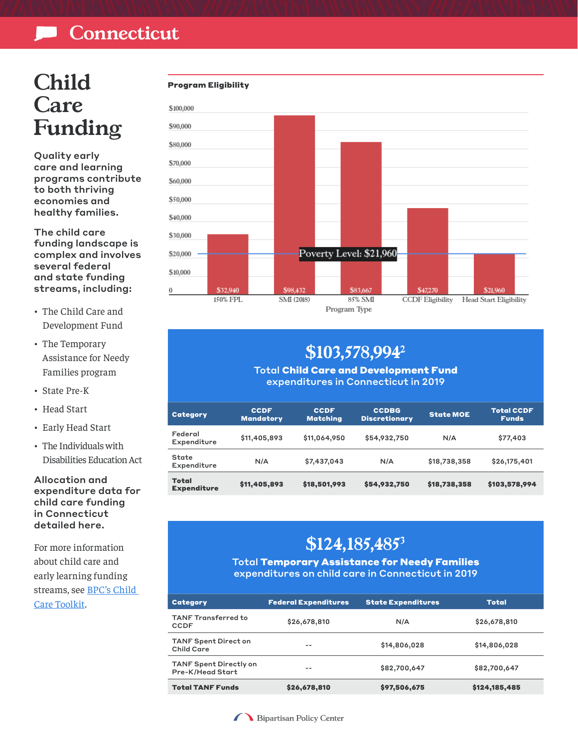# Connecticut

# Child Care Funding

**Quality early care and learning programs contribute to both thriving economies and healthy families.**

**The child care funding landscape is complex and involves several federal and state funding streams, including:**

- The Child Care and Development Fund
- The Temporary Assistance for Needy Families program
- State Pre-K
- Head Start
- Early Head Start
- The Individuals with Disabilities Education Act

**Allocation and expenditure data for child care funding in Connecticut detailed here.**

For more information about child care and early learning funding streams, see [BPC's Child Care Toolkit](BPC's Child Care Toolkit).

## Program Eligibility

| Program Type | Eligibility |
|---|---|
| 150% FPL | $32,940 |
| SMI (2018) | $98,432 |
| 85% SMI | $83,667 |
| CCDF Eligibility | $47,270 |
| Head Start Eligibility | $21,960 |

Poverty Level: $21,960

## $103,578,994[2]

Total **Child Care and Development Fund** expenditures in Connecticut in 2019

| Category | CCDF Mandatory | CCDF Matching | CCDBG Discretionary | State MOE | Total CCDF Funds |
|---|---|---|---|---|---|
| Federal Expenditure | $11,405,893 | $11,064,950 | $54,932,750 | N/A | $77,403 |
| State Expenditure | N/A | $7,437,043 | N/A | $18,738,358 | $26,175,401 |
| **Total Expenditure** | **$11,405,893** | **$18,501,993** | **$54,932,750** | **$18,738,358** | **$103,578,994** |

## $124,185,485[3]

Total **Temporary Assistance for Needy Families** expenditures on child care in Connecticut in 2019

| Category | Federal Expenditures | State Expenditures | Total |
|---|---|---|---|
| TANF Transferred to CCDF | $26,678,810 | N/A | $26,678,810 |
| TANF Spent Direct on Child Care | -- | $14,806,028 | $14,806,028 |
| TANF Spent Directly on Pre-K/Head Start | -- | $82,700,647 | $82,700,647 |
| **Total TANF Funds** | **$26,678,810** | **$97,506,675** | **$124,185,485** |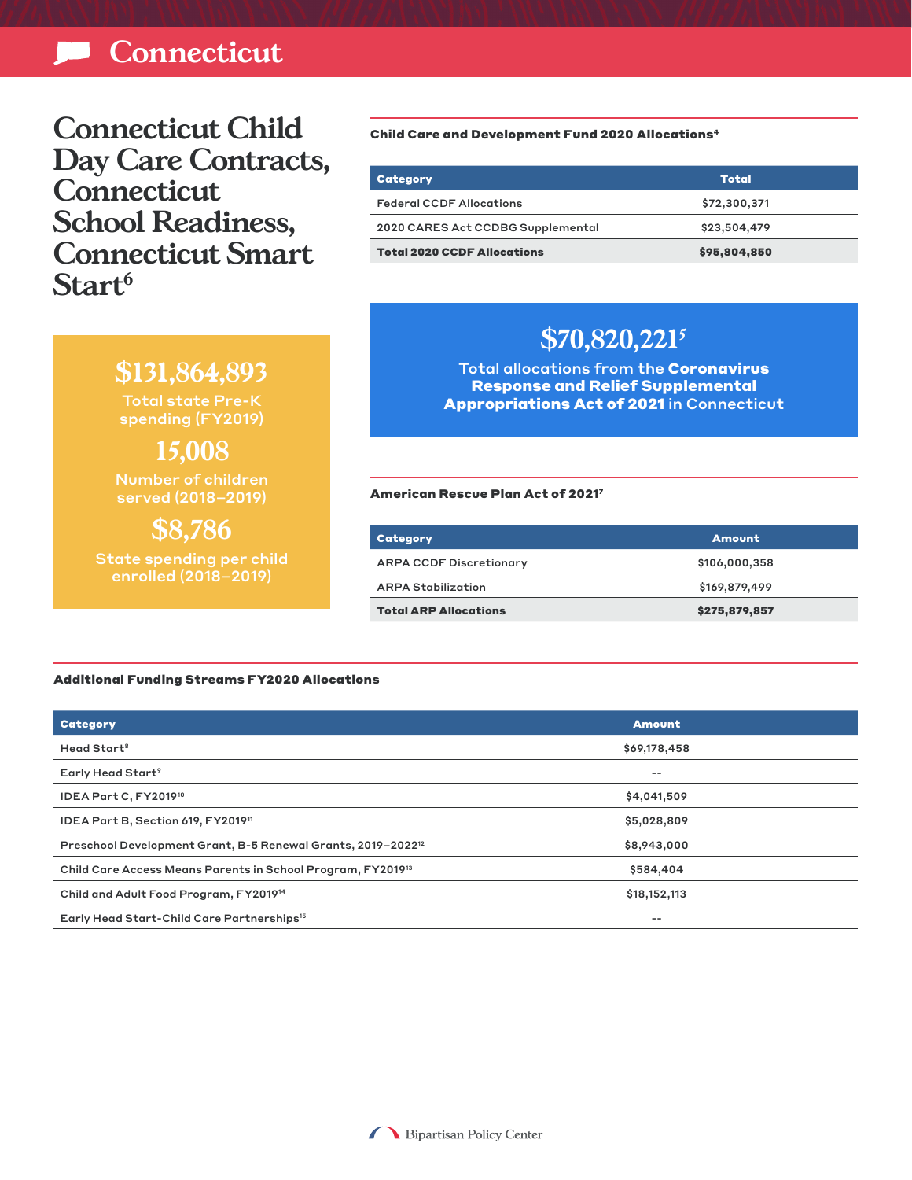# Connecticut

## Connecticut Child Day Care Contracts, Connecticut School Readiness, Connecticut Smart Start[6]

**$131,864,893**
Total state Pre-K spending (FY2019)

**15,008**
Number of children served (2018–2019)

**$8,786**
State spending per child enrolled (2018–2019)

### Child Care and Development Fund 2020 Allocations[4]

| Category | Total |
| --- | --- |
| Federal CCDF Allocations | $72,300,371 |
| 2020 CARES Act CCDBG Supplemental | $23,504,479 |
| **Total 2020 CCDF Allocations** | **$95,804,850** |

**$70,820,221[5]**
Total allocations from the **Coronavirus Response and Relief Supplemental Appropriations Act of 2021** in Connecticut

### American Rescue Plan Act of 2021[7]

| Category | Amount |
| --- | --- |
| ARPA CCDF Discretionary | $106,000,358 |
| ARPA Stabilization | $169,879,499 |
| **Total ARP Allocations** | **$275,879,857** |

### Additional Funding Streams FY2020 Allocations

| Category | Amount |
| --- | --- |
| Head Start[8] | $69,178,458 |
| Early Head Start[9] | -- |
| IDEA Part C, FY2019[10] | $4,041,509 |
| IDEA Part B, Section 619, FY2019[11] | $5,028,809 |
| Preschool Development Grant, B-5 Renewal Grants, 2019–2022[12] | $8,943,000 |
| Child Care Access Means Parents in School Program, FY2019[13] | $584,404 |
| Child and Adult Food Program, FY2019[14] | $18,152,113 |
| Early Head Start-Child Care Partnerships[15] | -- |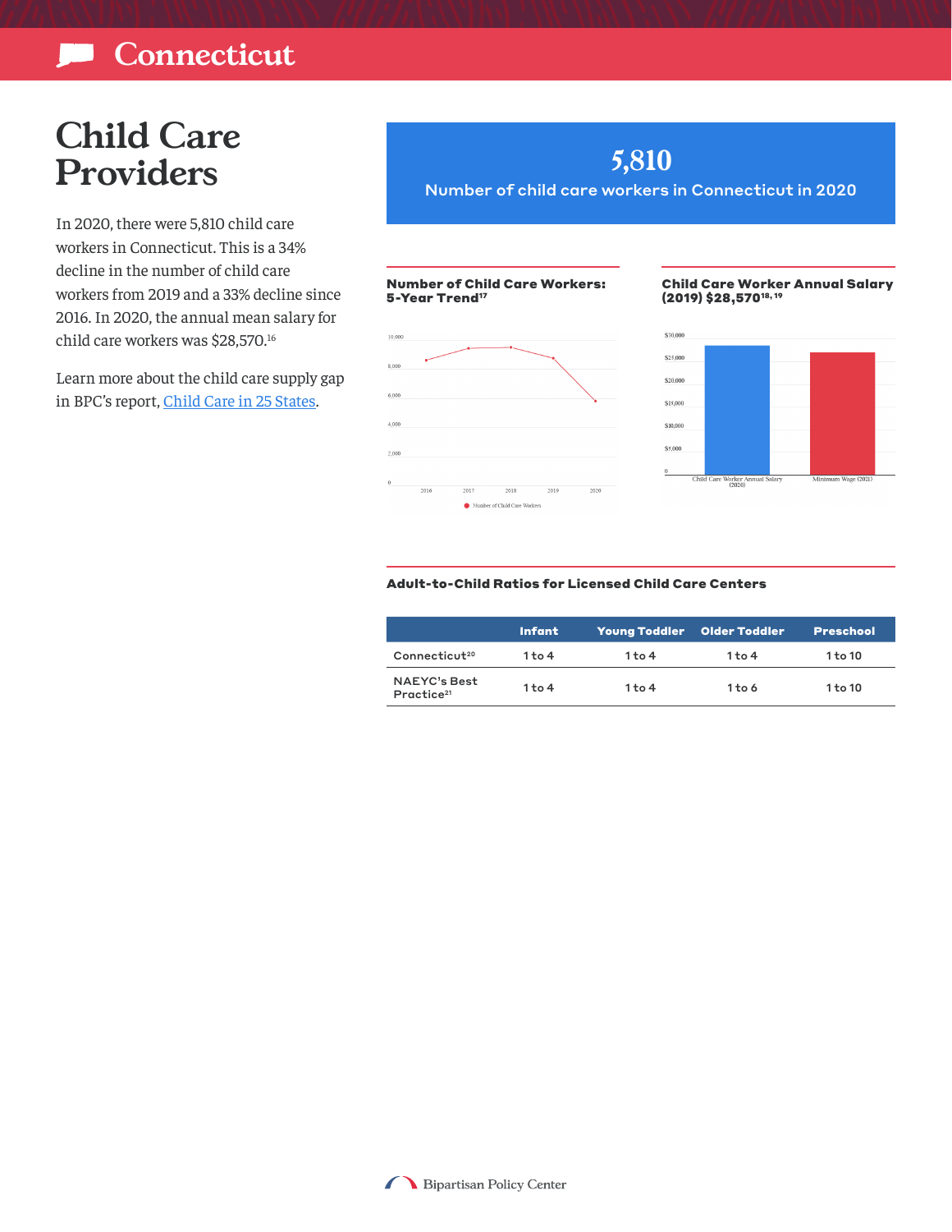# Connecticut

## Child Care Providers

In 2020, there were 5,810 child care workers in Connecticut. This is a 34% decline in the number of child care workers from 2019 and a 33% decline since 2016. In 2020, the annual mean salary for child care workers was $28,570.[16]

Learn more about the child care supply gap in BPC's report, Child Care in 25 States.

**5,810**

**Number of child care workers in Connecticut in 2020**

### Number of Child Care Workers: 5-Year Trend[17]

10,000
8,000
6,000
4,000
2,000
0

2016 2017 2018 2019 2020

Number of Child Care Workers

### Child Care Worker Annual Salary (2019) $28,570[18, 19]

$30,000
$25,000
$20,000
$15,000
$10,000
$5,000
0

Child Care Worker Annual Salary (2020)
Minimum Wage (2021)

### Adult-to-Child Ratios for Licensed Child Care Centers

| | Infant | Young Toddler | Older Toddler | Preschool |
|---|---|---|---|---|
| Connecticut[20] | 1 to 4 | 1 to 4 | 1 to 4 | 1 to 10 |
| NAEYC's Best Practice[21] | 1 to 4 | 1 to 4 | 1 to 6 | 1 to 10 |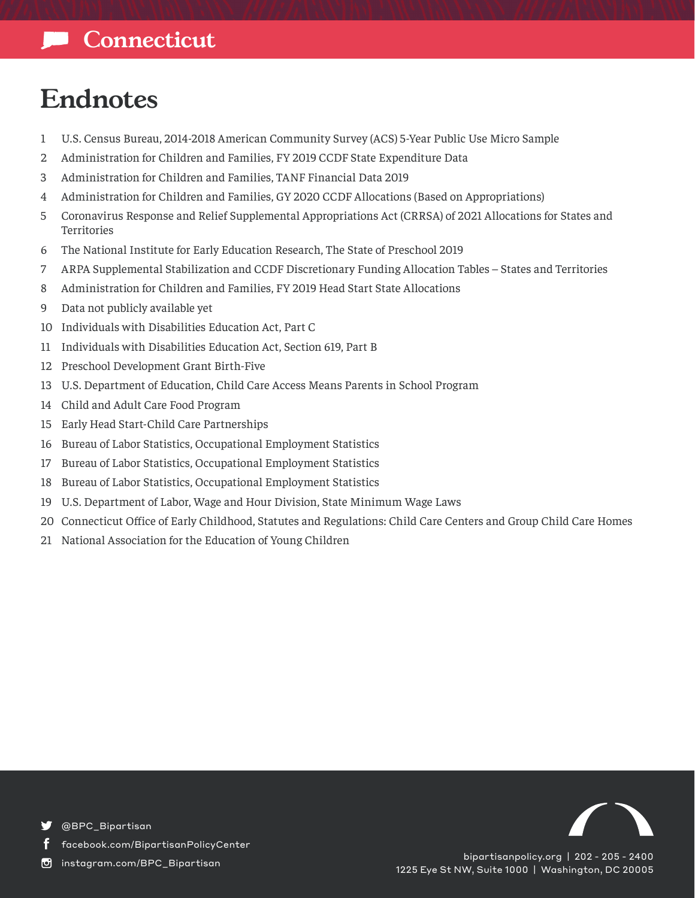# Connecticut

## Endnotes

1. U.S. Census Bureau, 2014-2018 American Community Survey (ACS) 5-Year Public Use Micro Sample
2. Administration for Children and Families, FY 2019 CCDF State Expenditure Data
3. Administration for Children and Families, TANF Financial Data 2019
4. Administration for Children and Families, GY 2020 CCDF Allocations (Based on Appropriations)
5. Coronavirus Response and Relief Supplemental Appropriations Act (CRRSA) of 2021 Allocations for States and Territories
6. The National Institute for Early Education Research, The State of Preschool 2019
7. ARPA Supplemental Stabilization and CCDF Discretionary Funding Allocation Tables – States and Territories
8. Administration for Children and Families, FY 2019 Head Start State Allocations
9. Data not publicly available yet
10. Individuals with Disabilities Education Act, Part C
11. Individuals with Disabilities Education Act, Section 619, Part B
12. Preschool Development Grant Birth-Five
13. U.S. Department of Education, Child Care Access Means Parents in School Program
14. Child and Adult Care Food Program
15. Early Head Start-Child Care Partnerships
16. Bureau of Labor Statistics, Occupational Employment Statistics
17. Bureau of Labor Statistics, Occupational Employment Statistics
18. Bureau of Labor Statistics, Occupational Employment Statistics
19. U.S. Department of Labor, Wage and Hour Division, State Minimum Wage Laws
20. Connecticut Office of Early Childhood, Statutes and Regulations: Child Care Centers and Group Child Care Homes
21. National Association for the Education of Young Children

@BPC_Bipartisan
facebook.com/BipartisanPolicyCenter
instagram.com/BPC_Bipartisan

bipartisanpolicy.org | 202 - 205 - 2400
1225 Eye St NW, Suite 1000 | Washington, DC 20005